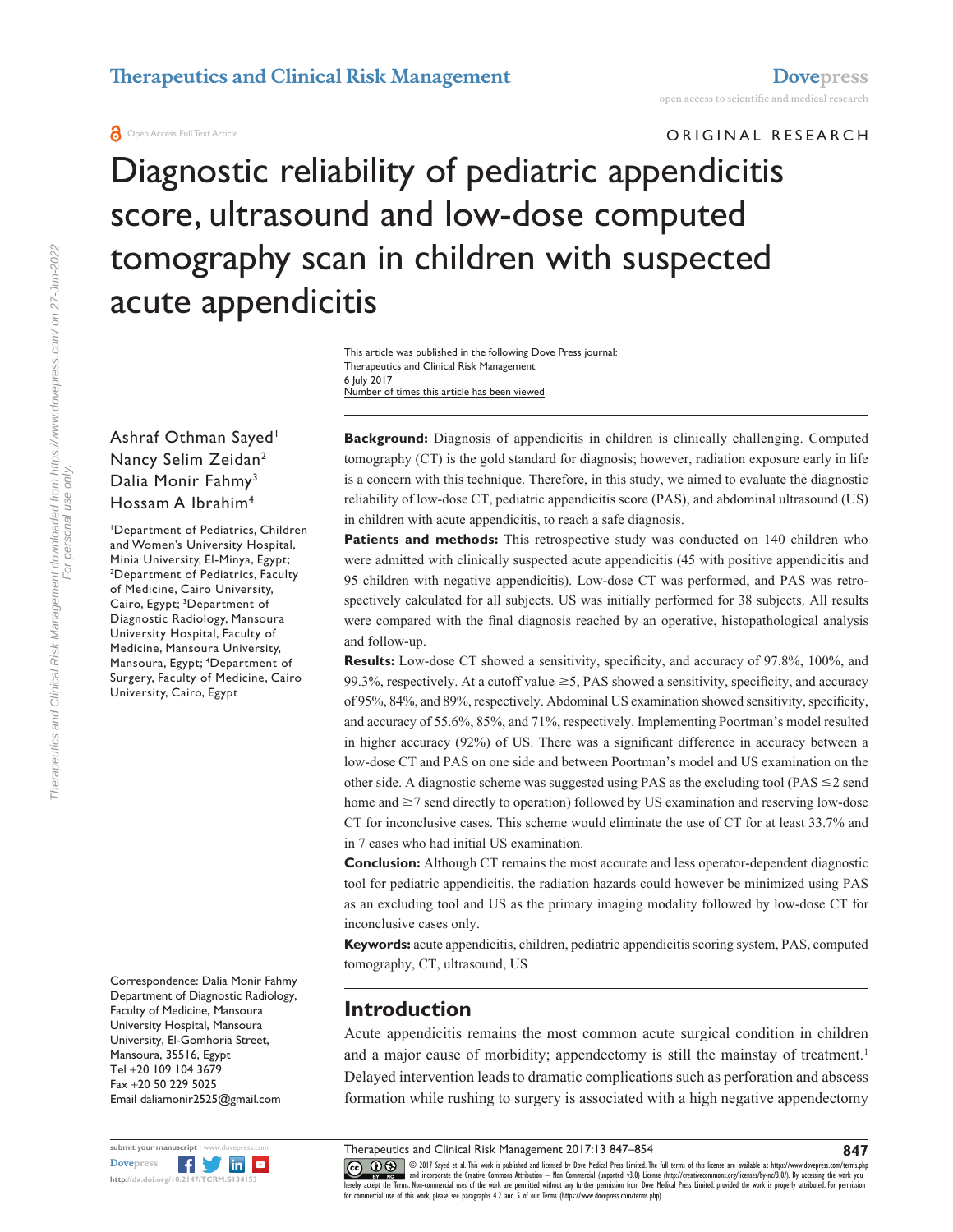# Diagnostic reliability of pediatric appendicitis score, ultrasound and low-dose computed tomography scan in children with suspected acute appendicitis

This article was published in the following Dove Press journal:
Therapeutics and Clinical Risk Management
6 July 2017
Number of times this article has been viewed

Ashraf Othman Sayed[1]
Nancy Selim Zeidan[2]
Dalia Monir Fahmy[3]
Hossam A Ibrahim[4]

[1]Department of Pediatrics, Children and Women's University Hospital, Minia University, El-Minya, Egypt; [2]Department of Pediatrics, Faculty of Medicine, Cairo University, Cairo, Egypt; [3]Department of Diagnostic Radiology, Mansoura University Hospital, Faculty of Medicine, Mansoura University, Mansoura, Egypt; [4]Department of Surgery, Faculty of Medicine, Cairo University, Cairo, Egypt

Correspondence: Dalia Monir Fahmy
Department of Diagnostic Radiology, Faculty of Medicine, Mansoura University Hospital, Mansoura University, El-Gomhoria Street, Mansoura, 35516, Egypt
Tel +20 109 104 3679
Fax +20 50 229 5025
Email daliamonir2525@gmail.com

**Background:** Diagnosis of appendicitis in children is clinically challenging. Computed tomography (CT) is the gold standard for diagnosis; however, radiation exposure early in life is a concern with this technique. Therefore, in this study, we aimed to evaluate the diagnostic reliability of low-dose CT, pediatric appendicitis score (PAS), and abdominal ultrasound (US) in children with acute appendicitis, to reach a safe diagnosis.

**Patients and methods:** This retrospective study was conducted on 140 children who were admitted with clinically suspected acute appendicitis (45 with positive appendicitis and 95 children with negative appendicitis). Low-dose CT was performed, and PAS was retrospectively calculated for all subjects. US was initially performed for 38 subjects. All results were compared with the final diagnosis reached by an operative, histopathological analysis and follow-up.

**Results:** Low-dose CT showed a sensitivity, specificity, and accuracy of 97.8%, 100%, and 99.3%, respectively. At a cutoff value ≥5, PAS showed a sensitivity, specificity, and accuracy of 95%, 84%, and 89%, respectively. Abdominal US examination showed sensitivity, specificity, and accuracy of 55.6%, 85%, and 71%, respectively. Implementing Poortman's model resulted in higher accuracy (92%) of US. There was a significant difference in accuracy between a low-dose CT and PAS on one side and between Poortman's model and US examination on the other side. A diagnostic scheme was suggested using PAS as the excluding tool (PAS ≤2 send home and ≥7 send directly to operation) followed by US examination and reserving low-dose CT for inconclusive cases. This scheme would eliminate the use of CT for at least 33.7% and in 7 cases who had initial US examination.

**Conclusion:** Although CT remains the most accurate and less operator-dependent diagnostic tool for pediatric appendicitis, the radiation hazards could however be minimized using PAS as an excluding tool and US as the primary imaging modality followed by low-dose CT for inconclusive cases only.

**Keywords:** acute appendicitis, children, pediatric appendicitis scoring system, PAS, computed tomography, CT, ultrasound, US

## Introduction

Acute appendicitis remains the most common acute surgical condition in children and a major cause of morbidity; appendectomy is still the mainstay of treatment.[1] Delayed intervention leads to dramatic complications such as perforation and abscess formation while rushing to surgery is associated with a high negative appendectomy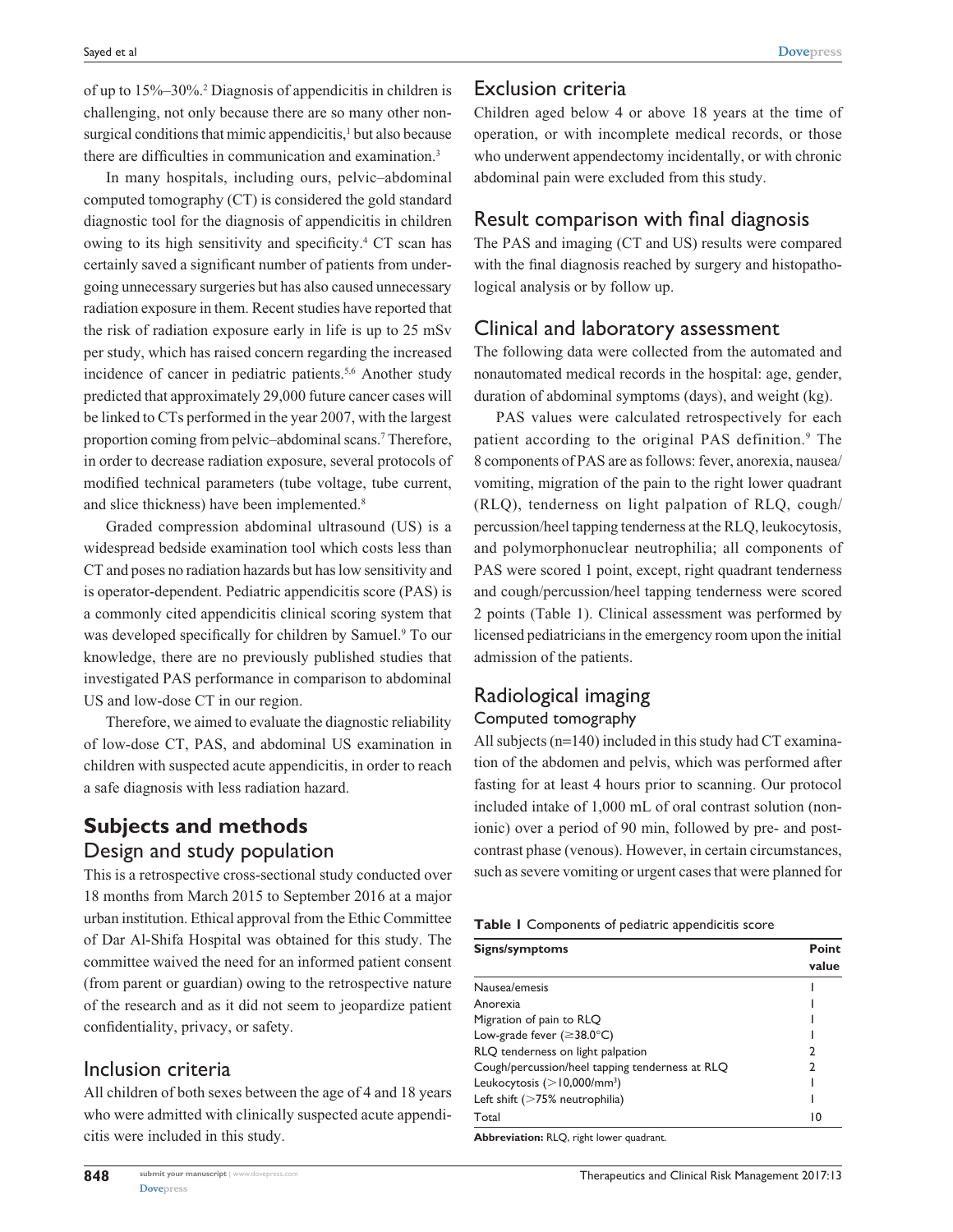of up to 15%–30%.[2] Diagnosis of appendicitis in children is challenging, not only because there are so many other non-surgical conditions that mimic appendicitis,[1] but also because there are difficulties in communication and examination.[3]

In many hospitals, including ours, pelvic–abdominal computed tomography (CT) is considered the gold standard diagnostic tool for the diagnosis of appendicitis in children owing to its high sensitivity and specificity.[4] CT scan has certainly saved a significant number of patients from undergoing unnecessary surgeries but has also caused unnecessary radiation exposure in them. Recent studies have reported that the risk of radiation exposure early in life is up to 25 mSv per study, which has raised concern regarding the increased incidence of cancer in pediatric patients.[5,6] Another study predicted that approximately 29,000 future cancer cases will be linked to CTs performed in the year 2007, with the largest proportion coming from pelvic–abdominal scans.[7] Therefore, in order to decrease radiation exposure, several protocols of modified technical parameters (tube voltage, tube current, and slice thickness) have been implemented.[8]

Graded compression abdominal ultrasound (US) is a widespread bedside examination tool which costs less than CT and poses no radiation hazards but has low sensitivity and is operator-dependent. Pediatric appendicitis score (PAS) is a commonly cited appendicitis clinical scoring system that was developed specifically for children by Samuel.[9] To our knowledge, there are no previously published studies that investigated PAS performance in comparison to abdominal US and low-dose CT in our region.

Therefore, we aimed to evaluate the diagnostic reliability of low-dose CT, PAS, and abdominal US examination in children with suspected acute appendicitis, in order to reach a safe diagnosis with less radiation hazard.

## Subjects and methods

### Design and study population

This is a retrospective cross-sectional study conducted over 18 months from March 2015 to September 2016 at a major urban institution. Ethical approval from the Ethic Committee of Dar Al-Shifa Hospital was obtained for this study. The committee waived the need for an informed patient consent (from parent or guardian) owing to the retrospective nature of the research and as it did not seem to jeopardize patient confidentiality, privacy, or safety.

### Inclusion criteria

All children of both sexes between the age of 4 and 18 years who were admitted with clinically suspected acute appendicitis were included in this study.

### Exclusion criteria

Children aged below 4 or above 18 years at the time of operation, or with incomplete medical records, or those who underwent appendectomy incidentally, or with chronic abdominal pain were excluded from this study.

### Result comparison with final diagnosis

The PAS and imaging (CT and US) results were compared with the final diagnosis reached by surgery and histopathological analysis or by follow up.

### Clinical and laboratory assessment

The following data were collected from the automated and nonautomated medical records in the hospital: age, gender, duration of abdominal symptoms (days), and weight (kg).

PAS values were calculated retrospectively for each patient according to the original PAS definition.[9] The 8 components of PAS are as follows: fever, anorexia, nausea/vomiting, migration of the pain to the right lower quadrant (RLQ), tenderness on light palpation of RLQ, cough/percussion/heel tapping tenderness at the RLQ, leukocytosis, and polymorphonuclear neutrophilia; all components of PAS were scored 1 point, except, right quadrant tenderness and cough/percussion/heel tapping tenderness were scored 2 points (Table 1). Clinical assessment was performed by licensed pediatricians in the emergency room upon the initial admission of the patients.

**Table 1** Components of pediatric appendicitis score

| Signs/symptoms | Point value |
|---|---|
| Nausea/emesis | 1 |
| Anorexia | 1 |
| Migration of pain to RLQ | 1 |
| Low-grade fever (≥38.0°C) | 1 |
| RLQ tenderness on light palpation | 2 |
| Cough/percussion/heel tapping tenderness at RLQ | 2 |
| Leukocytosis (>10,000/mm³) | 1 |
| Left shift (>75% neutrophilia) | 1 |
| Total | 10 |

**Abbreviation:** RLQ, right lower quadrant.

### Radiological imaging

#### Computed tomography

All subjects (n=140) included in this study had CT examination of the abdomen and pelvis, which was performed after fasting for at least 4 hours prior to scanning. Our protocol included intake of 1,000 mL of oral contrast solution (non-ionic) over a period of 90 min, followed by pre- and post-contrast phase (venous). However, in certain circumstances, such as severe vomiting or urgent cases that were planned for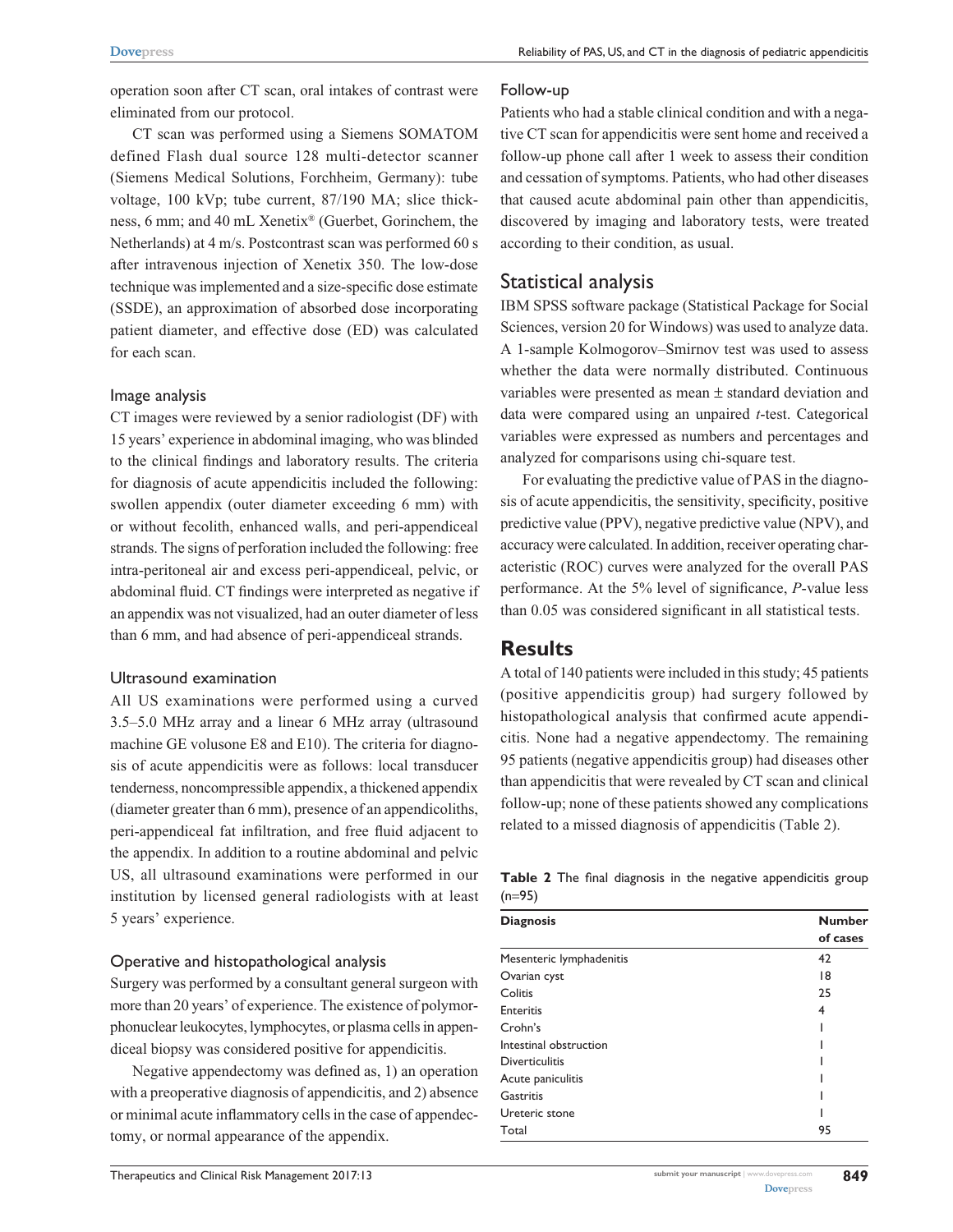operation soon after CT scan, oral intakes of contrast were eliminated from our protocol.

CT scan was performed using a Siemens SOMATOM defined Flash dual source 128 multi-detector scanner (Siemens Medical Solutions, Forchheim, Germany): tube voltage, 100 kVp; tube current, 87/190 MA; slice thickness, 6 mm; and 40 mL Xenetix® (Guerbet, Gorinchem, the Netherlands) at 4 m/s. Postcontrast scan was performed 60 s after intravenous injection of Xenetix 350. The low-dose technique was implemented and a size-specific dose estimate (SSDE), an approximation of absorbed dose incorporating patient diameter, and effective dose (ED) was calculated for each scan.

### Image analysis

CT images were reviewed by a senior radiologist (DF) with 15 years' experience in abdominal imaging, who was blinded to the clinical findings and laboratory results. The criteria for diagnosis of acute appendicitis included the following: swollen appendix (outer diameter exceeding 6 mm) with or without fecolith, enhanced walls, and peri-appendiceal strands. The signs of perforation included the following: free intra-peritoneal air and excess peri-appendiceal, pelvic, or abdominal fluid. CT findings were interpreted as negative if an appendix was not visualized, had an outer diameter of less than 6 mm, and had absence of peri-appendiceal strands.

### Ultrasound examination

All US examinations were performed using a curved 3.5–5.0 MHz array and a linear 6 MHz array (ultrasound machine GE volusone E8 and E10). The criteria for diagnosis of acute appendicitis were as follows: local transducer tenderness, noncompressible appendix, a thickened appendix (diameter greater than 6 mm), presence of an appendicoliths, peri-appendiceal fat infiltration, and free fluid adjacent to the appendix. In addition to a routine abdominal and pelvic US, all ultrasound examinations were performed in our institution by licensed general radiologists with at least 5 years' experience.

### Operative and histopathological analysis

Surgery was performed by a consultant general surgeon with more than 20 years' of experience. The existence of polymorphonuclear leukocytes, lymphocytes, or plasma cells in appendiceal biopsy was considered positive for appendicitis.

Negative appendectomy was defined as, 1) an operation with a preoperative diagnosis of appendicitis, and 2) absence or minimal acute inflammatory cells in the case of appendectomy, or normal appearance of the appendix.

### Follow-up

Patients who had a stable clinical condition and with a negative CT scan for appendicitis were sent home and received a follow-up phone call after 1 week to assess their condition and cessation of symptoms. Patients, who had other diseases that caused acute abdominal pain other than appendicitis, discovered by imaging and laboratory tests, were treated according to their condition, as usual.

## Statistical analysis

IBM SPSS software package (Statistical Package for Social Sciences, version 20 for Windows) was used to analyze data. A 1-sample Kolmogorov–Smirnov test was used to assess whether the data were normally distributed. Continuous variables were presented as mean ± standard deviation and data were compared using an unpaired *t*-test. Categorical variables were expressed as numbers and percentages and analyzed for comparisons using chi-square test.

For evaluating the predictive value of PAS in the diagnosis of acute appendicitis, the sensitivity, specificity, positive predictive value (PPV), negative predictive value (NPV), and accuracy were calculated. In addition, receiver operating characteristic (ROC) curves were analyzed for the overall PAS performance. At the 5% level of significance, *P*-value less than 0.05 was considered significant in all statistical tests.

# Results

A total of 140 patients were included in this study; 45 patients (positive appendicitis group) had surgery followed by histopathological analysis that confirmed acute appendicitis. None had a negative appendectomy. The remaining 95 patients (negative appendicitis group) had diseases other than appendicitis that were revealed by CT scan and clinical follow-up; none of these patients showed any complications related to a missed diagnosis of appendicitis (Table 2).

**Table 2** The final diagnosis in the negative appendicitis group (n=95)

| Diagnosis | Number of cases |
|---|---|
| Mesenteric lymphadenitis | 42 |
| Ovarian cyst | 18 |
| Colitis | 25 |
| Enteritis | 4 |
| Crohn's | 1 |
| Intestinal obstruction | 1 |
| Diverticulitis | 1 |
| Acute paniculitis | 1 |
| Gastritis | 1 |
| Ureteric stone | 1 |
| Total | 95 |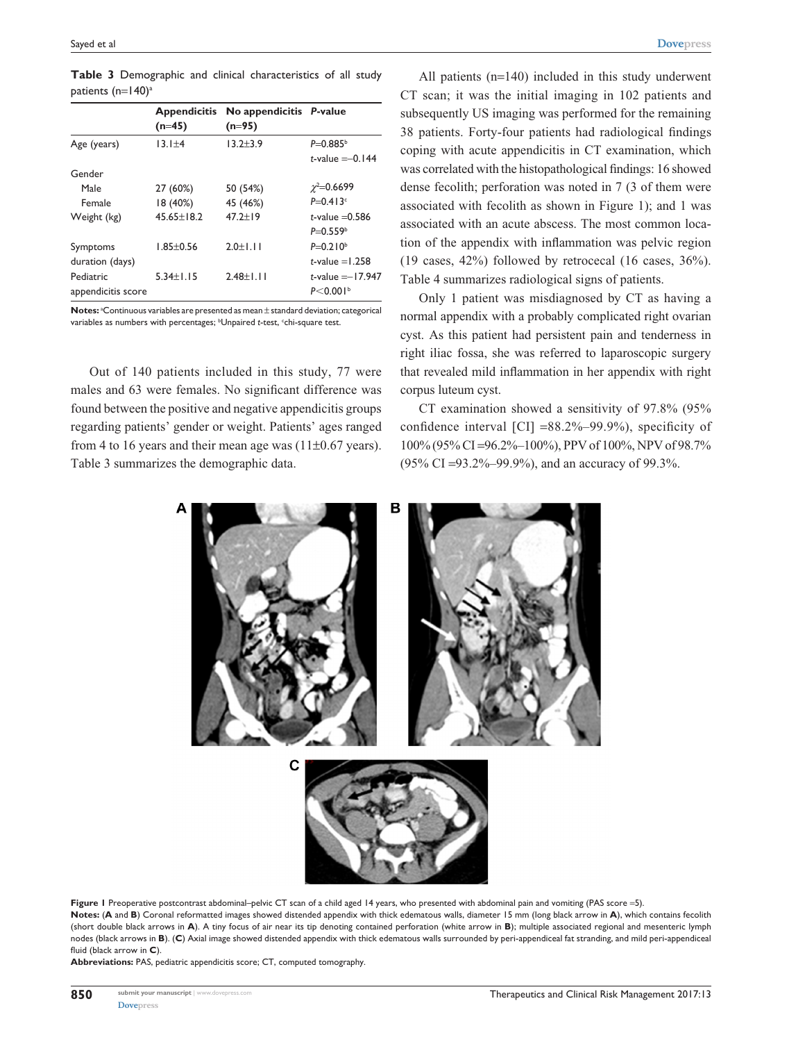**Table 3** Demographic and clinical characteristics of all study patients (n=140)[a]

| | Appendicitis (n=45) | No appendicitis (n=95) | P-value |
|---|---|---|---|
| Age (years) | 13.1±4 | 13.2±3.9 | $P$=0.885[b] $t$-value =−0.144 |
| Gender | | | |
| Male | 27 (60%) | 50 (54%) | $\chi^2$=0.6699 |
| Female | 18 (40%) | 45 (46%) | $P$=0.413[c] |
| Weight (kg) | 45.65±18.2 | 47.2±19 | $t$-value =0.586 $P$=0.559[b] |
| Symptoms duration (days) | 1.85±0.56 | 2.0±1.11 | $P$=0.210[b] $t$-value =1.258 |
| Pediatric appendicitis score | 5.34±1.15 | 2.48±1.11 | $t$-value =−17.947 $P$<0.001[b] |

**Notes:** [a]Continuous variables are presented as mean ± standard deviation; categorical variables as numbers with percentages; [b]Unpaired $t$-test, [c]chi-square test.

Out of 140 patients included in this study, 77 were males and 63 were females. No significant difference was found between the positive and negative appendicitis groups regarding patients' gender or weight. Patients' ages ranged from 4 to 16 years and their mean age was (11±0.67 years). Table 3 summarizes the demographic data.

All patients (n=140) included in this study underwent CT scan; it was the initial imaging in 102 patients and subsequently US imaging was performed for the remaining 38 patients. Forty-four patients had radiological findings coping with acute appendicitis in CT examination, which was correlated with the histopathological findings: 16 showed dense fecolith; perforation was noted in 7 (3 of them were associated with fecolith as shown in Figure 1); and 1 was associated with an acute abscess. The most common location of the appendix with inflammation was pelvic region (19 cases, 42%) followed by retrocecal (16 cases, 36%). Table 4 summarizes radiological signs of patients.

Only 1 patient was misdiagnosed by CT as having a normal appendix with a probably complicated right ovarian cyst. As this patient had persistent pain and tenderness in right iliac fossa, she was referred to laparoscopic surgery that revealed mild inflammation in her appendix with right corpus luteum cyst.

CT examination showed a sensitivity of 97.8% (95% confidence interval [CI] =88.2%–99.9%), specificity of 100% (95% CI =96.2%–100%), PPV of 100%, NPV of 98.7% (95% CI =93.2%–99.9%), and an accuracy of 99.3%.

**Figure 1** Preoperative postcontrast abdominal–pelvic CT scan of a child aged 14 years, who presented with abdominal pain and vomiting (PAS score =5).

**Notes:** (**A** and **B**) Coronal reformatted images showed distended appendix with thick edematous walls, diameter 15 mm (long black arrow in **A**), which contains fecolith (short double black arrows in **A**). A tiny focus of air near its tip denoting contained perforation (white arrow in **B**); multiple associated regional and mesenteric lymph nodes (black arrows in **B**). (**C**) Axial image showed distended appendix with thick edematous walls surrounded by peri-appendiceal fat stranding, and mild peri-appendiceal fluid (black arrow in **C**).

**Abbreviations:** PAS, pediatric appendicitis score; CT, computed tomography.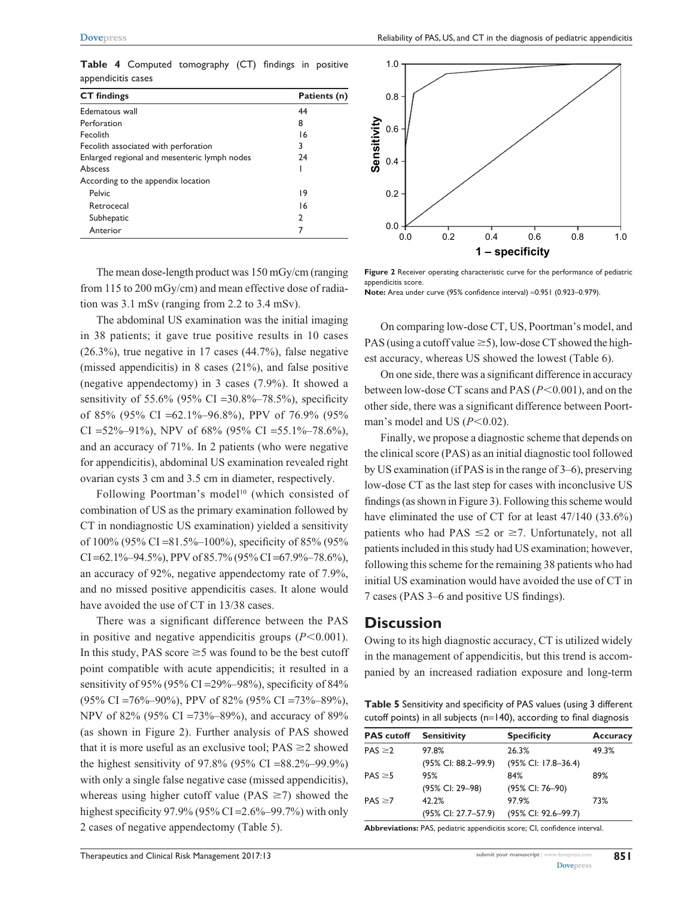**Table 4** Computed tomography (CT) findings in positive appendicitis cases

| CT findings | Patients (n) |
|---|---|
| Edematous wall | 44 |
| Perforation | 8 |
| Fecolith | 16 |
| Fecolith associated with perforation | 3 |
| Enlarged regional and mesenteric lymph nodes | 24 |
| Abscess | 1 |
| According to the appendix location | |
| Pelvic | 19 |
| Retrocecal | 16 |
| Subhepatic | 2 |
| Anterior | 7 |

The mean dose-length product was 150 mGy/cm (ranging from 115 to 200 mGy/cm) and mean effective dose of radiation was 3.1 mSv (ranging from 2.2 to 3.4 mSv).

The abdominal US examination was the initial imaging in 38 patients; it gave true positive results in 10 cases (26.3%), true negative in 17 cases (44.7%), false negative (missed appendicitis) in 8 cases (21%), and false positive (negative appendectomy) in 3 cases (7.9%). It showed a sensitivity of 55.6% (95% CI =30.8%–78.5%), specificity of 85% (95% CI =62.1%–96.8%), PPV of 76.9% (95% CI =52%–91%), NPV of 68% (95% CI =55.1%–78.6%), and an accuracy of 71%. In 2 patients (who were negative for appendicitis), abdominal US examination revealed right ovarian cysts 3 cm and 3.5 cm in diameter, respectively.

Following Poortman's model[10] (which consisted of combination of US as the primary examination followed by CT in nondiagnostic US examination) yielded a sensitivity of 100% (95% CI =81.5%–100%), specificity of 85% (95% CI =62.1%–94.5%), PPV of 85.7% (95% CI =67.9%–78.6%), an accuracy of 92%, negative appendectomy rate of 7.9%, and no missed positive appendicitis cases. It alone would have avoided the use of CT in 13/38 cases.

There was a significant difference between the PAS in positive and negative appendicitis groups ($P<0.001$). In this study, PAS score ≥5 was found to be the best cutoff point compatible with acute appendicitis; it resulted in a sensitivity of 95% (95% CI =29%–98%), specificity of 84% (95% CI =76%–90%), PPV of 82% (95% CI =73%–89%), NPV of 82% (95% CI =73%–89%), and accuracy of 89% (as shown in Figure 2). Further analysis of PAS showed that it is more useful as an exclusive tool; PAS ≥2 showed the highest sensitivity of 97.8% (95% CI =88.2%–99.9%) with only a single false negative case (missed appendicitis), whereas using higher cutoff value (PAS ≥7) showed the highest specificity 97.9% (95% CI =2.6%–99.7%) with only 2 cases of negative appendectomy (Table 5).

**Figure 2** Receiver operating characteristic curve for the performance of pediatric appendicitis score.

**Note:** Area under curve (95% confidence interval) =0.951 (0.923–0.979).

On comparing low-dose CT, US, Poortman's model, and PAS (using a cutoff value ≥5), low-dose CT showed the highest accuracy, whereas US showed the lowest (Table 6).

On one side, there was a significant difference in accuracy between low-dose CT scans and PAS ($P<0.001$), and on the other side, there was a significant difference between Poortman's model and US ($P<0.02$).

Finally, we propose a diagnostic scheme that depends on the clinical score (PAS) as an initial diagnostic tool followed by US examination (if PAS is in the range of 3–6), preserving low-dose CT as the last step for cases with inconclusive US findings (as shown in Figure 3). Following this scheme would have eliminated the use of CT for at least 47/140 (33.6%) patients who had PAS ≤2 or ≥7. Unfortunately, not all patients included in this study had US examination; however, following this scheme for the remaining 38 patients who had initial US examination would have avoided the use of CT in 7 cases (PAS 3–6 and positive US findings).

## Discussion

Owing to its high diagnostic accuracy, CT is utilized widely in the management of appendicitis, but this trend is accompanied by an increased radiation exposure and long-term

**Table 5** Sensitivity and specificity of PAS values (using 3 different cutoff points) in all subjects (n=140), according to final diagnosis

| PAS cutoff | Sensitivity | Specificity | Accuracy |
|---|---|---|---|
| PAS ≥2 | 97.8% (95% CI: 88.2–99.9) | 26.3% (95% CI: 17.8–36.4) | 49.3% |
| PAS ≥5 | 95% (95% CI: 29–98) | 84% (95% CI: 76–90) | 89% |
| PAS ≥7 | 42.2% (95% CI: 27.7–57.9) | 97.9% (95% CI: 92.6–99.7) | 73% |

**Abbreviations:** PAS, pediatric appendicitis score; CI, confidence interval.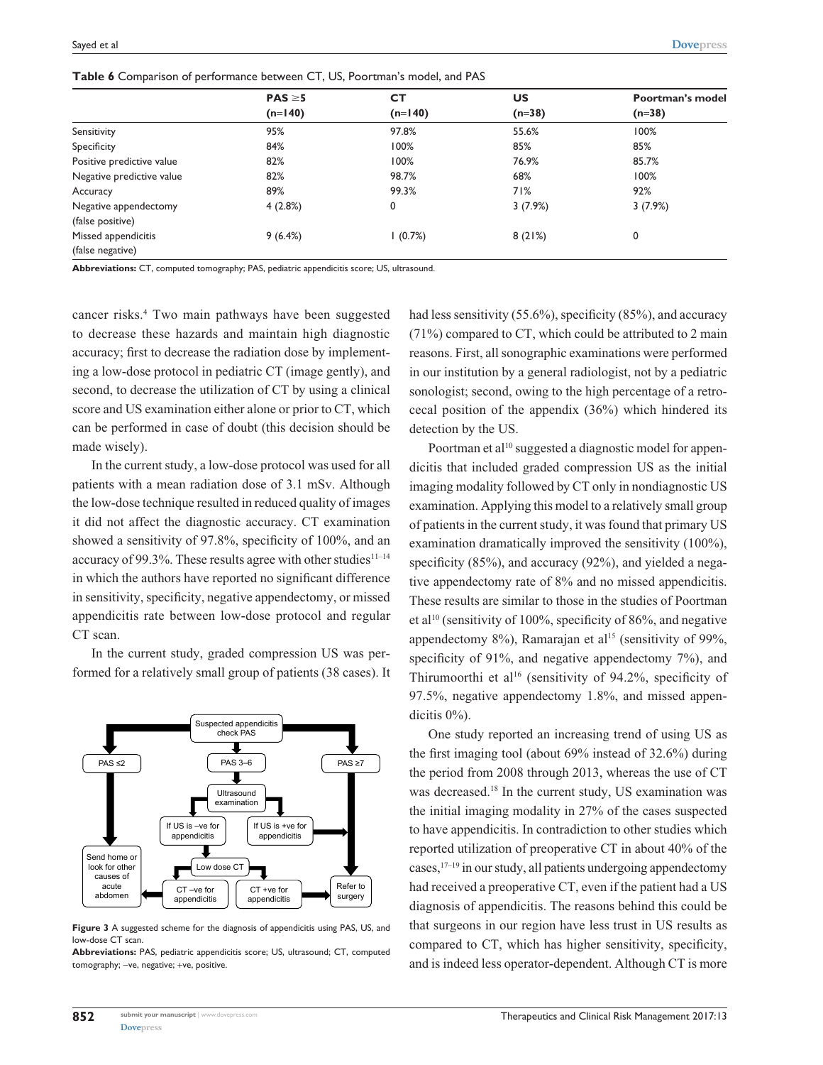**Table 6** Comparison of performance between CT, US, Poortman's model, and PAS

| | PAS ≥5 (n=140) | CT (n=140) | US (n=38) | Poortman's model (n=38) |
|---|---|---|---|---|
| Sensitivity | 95% | 97.8% | 55.6% | 100% |
| Specificity | 84% | 100% | 85% | 85% |
| Positive predictive value | 82% | 100% | 76.9% | 85.7% |
| Negative predictive value | 82% | 98.7% | 68% | 100% |
| Accuracy | 89% | 99.3% | 71% | 92% |
| Negative appendectomy (false positive) | 4 (2.8%) | 0 | 3 (7.9%) | 3 (7.9%) |
| Missed appendicitis (false negative) | 9 (6.4%) | 1 (0.7%) | 8 (21%) | 0 |

**Abbreviations:** CT, computed tomography; PAS, pediatric appendicitis score; US, ultrasound.

cancer risks.[4] Two main pathways have been suggested to decrease these hazards and maintain high diagnostic accuracy; first to decrease the radiation dose by implementing a low-dose protocol in pediatric CT (image gently), and second, to decrease the utilization of CT by using a clinical score and US examination either alone or prior to CT, which can be performed in case of doubt (this decision should be made wisely).

In the current study, a low-dose protocol was used for all patients with a mean radiation dose of 3.1 mSv. Although the low-dose technique resulted in reduced quality of images it did not affect the diagnostic accuracy. CT examination showed a sensitivity of 97.8%, specificity of 100%, and an accuracy of 99.3%. These results agree with other studies[11–14] in which the authors have reported no significant difference in sensitivity, specificity, negative appendectomy, or missed appendicitis rate between low-dose protocol and regular CT scan.

In the current study, graded compression US was performed for a relatively small group of patients (38 cases). It had less sensitivity (55.6%), specificity (85%), and accuracy (71%) compared to CT, which could be attributed to 2 main reasons. First, all sonographic examinations were performed in our institution by a general radiologist, not by a pediatric sonologist; second, owing to the high percentage of a retrocecal position of the appendix (36%) which hindered its detection by the US.

Poortman et al[10] suggested a diagnostic model for appendicitis that included graded compression US as the initial imaging modality followed by CT only in nondiagnostic US examination. Applying this model to a relatively small group of patients in the current study, it was found that primary US examination dramatically improved the sensitivity (100%), specificity (85%), and accuracy (92%), and yielded a negative appendectomy rate of 8% and no missed appendicitis. These results are similar to those in the studies of Poortman et al[10] (sensitivity of 100%, specificity of 86%, and negative appendectomy 8%), Ramarajan et al[15] (sensitivity of 99%, specificity of 91%, and negative appendectomy 7%), and Thirumoorthi et al[16] (sensitivity of 94.2%, specificity of 97.5%, negative appendectomy 1.8%, and missed appendicitis 0%).

One study reported an increasing trend of using US as the first imaging tool (about 69% instead of 32.6%) during the period from 2008 through 2013, whereas the use of CT was decreased.[18] In the current study, US examination was the initial imaging modality in 27% of the cases suspected to have appendicitis. In contradiction to other studies which reported utilization of preoperative CT in about 40% of the cases,[17–19] in our study, all patients undergoing appendectomy had received a preoperative CT, even if the patient had a US diagnosis of appendicitis. The reasons behind this could be that surgeons in our region have less trust in US results as compared to CT, which has higher sensitivity, specificity, and is indeed less operator-dependent. Although CT is more

Suspected appendicitis check PAS → PAS ≤2 → Send home or look for other causes of acute abdomen; PAS 3–6 → Ultrasound examination → If US is –ve for appendicitis → Low dose CT → CT –ve for appendicitis → Send home or look for other causes of acute abdomen; If US is +ve for appendicitis → Low dose CT → CT +ve for appendicitis → Refer to surgery; PAS ≥7 → Refer to surgery

**Figure 3** A suggested scheme for the diagnosis of appendicitis using PAS, US, and low-dose CT scan.

**Abbreviations:** PAS, pediatric appendicitis score; US, ultrasound; CT, computed tomography; –ve, negative; +ve, positive.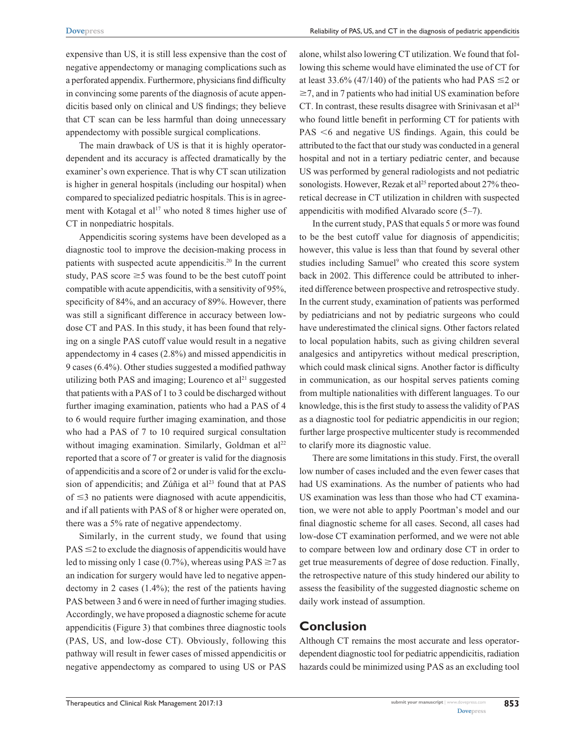expensive than US, it is still less expensive than the cost of negative appendectomy or managing complications such as a perforated appendix. Furthermore, physicians find difficulty in convincing some parents of the diagnosis of acute appendicitis based only on clinical and US findings; they believe that CT scan can be less harmful than doing unnecessary appendectomy with possible surgical complications.

The main drawback of US is that it is highly operator-dependent and its accuracy is affected dramatically by the examiner's own experience. That is why CT scan utilization is higher in general hospitals (including our hospital) when compared to specialized pediatric hospitals. This is in agreement with Kotagal et al[17] who noted 8 times higher use of CT in nonpediatric hospitals.

Appendicitis scoring systems have been developed as a diagnostic tool to improve the decision-making process in patients with suspected acute appendicitis.[20] In the current study, PAS score ≥5 was found to be the best cutoff point compatible with acute appendicitis, with a sensitivity of 95%, specificity of 84%, and an accuracy of 89%. However, there was still a significant difference in accuracy between low-dose CT and PAS. In this study, it has been found that relying on a single PAS cutoff value would result in a negative appendectomy in 4 cases (2.8%) and missed appendicitis in 9 cases (6.4%). Other studies suggested a modified pathway utilizing both PAS and imaging; Lourenco et al[21] suggested that patients with a PAS of 1 to 3 could be discharged without further imaging examination, patients who had a PAS of 4 to 6 would require further imaging examination, and those who had a PAS of 7 to 10 required surgical consultation without imaging examination. Similarly, Goldman et al[22] reported that a score of 7 or greater is valid for the diagnosis of appendicitis and a score of 2 or under is valid for the exclusion of appendicitis; and Zúñiga et al[23] found that at PAS of ≤3 no patients were diagnosed with acute appendicitis, and if all patients with PAS of 8 or higher were operated on, there was a 5% rate of negative appendectomy.

Similarly, in the current study, we found that using PAS ≤2 to exclude the diagnosis of appendicitis would have led to missing only 1 case (0.7%), whereas using PAS ≥7 as an indication for surgery would have led to negative appendectomy in 2 cases (1.4%); the rest of the patients having PAS between 3 and 6 were in need of further imaging studies. Accordingly, we have proposed a diagnostic scheme for acute appendicitis (Figure 3) that combines three diagnostic tools (PAS, US, and low-dose CT). Obviously, following this pathway will result in fewer cases of missed appendicitis or negative appendectomy as compared to using US or PAS alone, whilst also lowering CT utilization. We found that following this scheme would have eliminated the use of CT for at least 33.6% (47/140) of the patients who had PAS ≤2 or ≥7, and in 7 patients who had initial US examination before CT. In contrast, these results disagree with Srinivasan et al[24] who found little benefit in performing CT for patients with PAS <6 and negative US findings. Again, this could be attributed to the fact that our study was conducted in a general hospital and not in a tertiary pediatric center, and because US was performed by general radiologists and not pediatric sonologists. However, Rezak et al[25] reported about 27% theoretical decrease in CT utilization in children with suspected appendicitis with modified Alvarado score (5–7).

In the current study, PAS that equals 5 or more was found to be the best cutoff value for diagnosis of appendicitis; however, this value is less than that found by several other studies including Samuel[9] who created this score system back in 2002. This difference could be attributed to inherited difference between prospective and retrospective study. In the current study, examination of patients was performed by pediatricians and not by pediatric surgeons who could have underestimated the clinical signs. Other factors related to local population habits, such as giving children several analgesics and antipyretics without medical prescription, which could mask clinical signs. Another factor is difficulty in communication, as our hospital serves patients coming from multiple nationalities with different languages. To our knowledge, this is the first study to assess the validity of PAS as a diagnostic tool for pediatric appendicitis in our region; further large prospective multicenter study is recommended to clarify more its diagnostic value.

There are some limitations in this study. First, the overall low number of cases included and the even fewer cases that had US examinations. As the number of patients who had US examination was less than those who had CT examination, we were not able to apply Poortman's model and our final diagnostic scheme for all cases. Second, all cases had low-dose CT examination performed, and we were not able to compare between low and ordinary dose CT in order to get true measurements of degree of dose reduction. Finally, the retrospective nature of this study hindered our ability to assess the feasibility of the suggested diagnostic scheme on daily work instead of assumption.

## Conclusion

Although CT remains the most accurate and less operator-dependent diagnostic tool for pediatric appendicitis, radiation hazards could be minimized using PAS as an excluding tool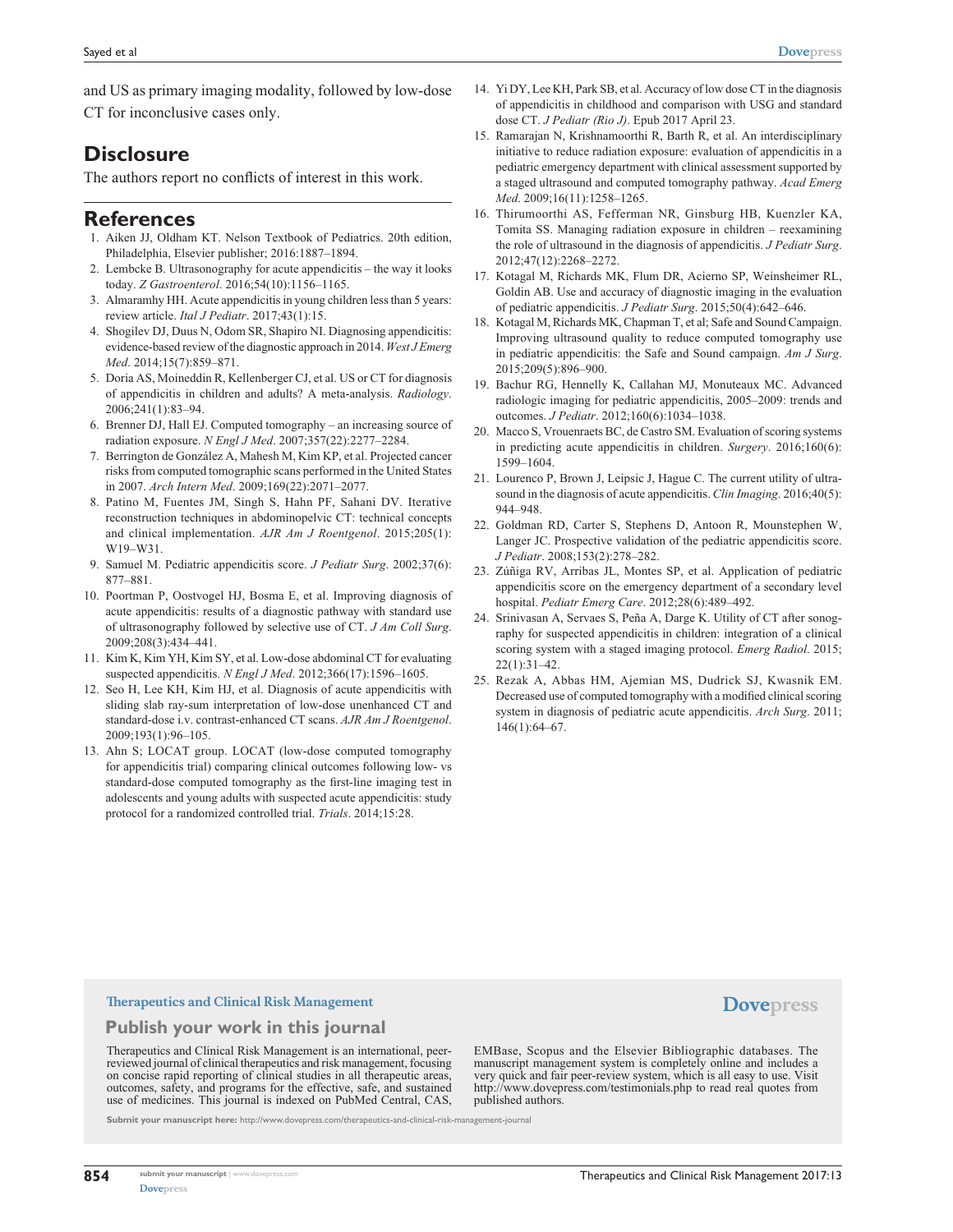and US as primary imaging modality, followed by low-dose CT for inconclusive cases only.

## Disclosure

The authors report no conflicts of interest in this work.

## References

1. Aiken JJ, Oldham KT. Nelson Textbook of Pediatrics. 20th edition, Philadelphia, Elsevier publisher; 2016:1887–1894.
2. Lembcke B. Ultrasonography for acute appendicitis – the way it looks today. *Z Gastroenterol*. 2016;54(10):1156–1165.
3. Almaramhy HH. Acute appendicitis in young children less than 5 years: review article. *Ital J Pediatr*. 2017;43(1):15.
4. Shogilev DJ, Duus N, Odom SR, Shapiro NI. Diagnosing appendicitis: evidence-based review of the diagnostic approach in 2014. *West J Emerg Med*. 2014;15(7):859–871.
5. Doria AS, Moineddin R, Kellenberger CJ, et al. US or CT for diagnosis of appendicitis in children and adults? A meta-analysis. *Radiology*. 2006;241(1):83–94.
6. Brenner DJ, Hall EJ. Computed tomography – an increasing source of radiation exposure. *N Engl J Med*. 2007;357(22):2277–2284.
7. Berrington de González A, Mahesh M, Kim KP, et al. Projected cancer risks from computed tomographic scans performed in the United States in 2007. *Arch Intern Med*. 2009;169(22):2071–2077.
8. Patino M, Fuentes JM, Singh S, Hahn PF, Sahani DV. Iterative reconstruction techniques in abdominopelvic CT: technical concepts and clinical implementation. *AJR Am J Roentgenol*. 2015;205(1): W19–W31.
9. Samuel M. Pediatric appendicitis score. *J Pediatr Surg*. 2002;37(6): 877–881.
10. Poortman P, Oostvogel HJ, Bosma E, et al. Improving diagnosis of acute appendicitis: results of a diagnostic pathway with standard use of ultrasonography followed by selective use of CT. *J Am Coll Surg*. 2009;208(3):434–441.
11. Kim K, Kim YH, Kim SY, et al. Low-dose abdominal CT for evaluating suspected appendicitis. *N Engl J Med*. 2012;366(17):1596–1605.
12. Seo H, Lee KH, Kim HJ, et al. Diagnosis of acute appendicitis with sliding slab ray-sum interpretation of low-dose unenhanced CT and standard-dose i.v. contrast-enhanced CT scans. *AJR Am J Roentgenol*. 2009;193(1):96–105.
13. Ahn S; LOCAT group. LOCAT (low-dose computed tomography for appendicitis trial) comparing clinical outcomes following low- vs standard-dose computed tomography as the first-line imaging test in adolescents and young adults with suspected acute appendicitis: study protocol for a randomized controlled trial. *Trials*. 2014;15:28.
14. Yi DY, Lee KH, Park SB, et al. Accuracy of low dose CT in the diagnosis of appendicitis in childhood and comparison with USG and standard dose CT. *J Pediatr (Rio J)*. Epub 2017 April 23.
15. Ramarajan N, Krishnamoorthi R, Barth R, et al. An interdisciplinary initiative to reduce radiation exposure: evaluation of appendicitis in a pediatric emergency department with clinical assessment supported by a staged ultrasound and computed tomography pathway. *Acad Emerg Med*. 2009;16(11):1258–1265.
16. Thirumoorthi AS, Fefferman NR, Ginsburg HB, Kuenzler KA, Tomita SS. Managing radiation exposure in children – reexamining the role of ultrasound in the diagnosis of appendicitis. *J Pediatr Surg*. 2012;47(12):2268–2272.
17. Kotagal M, Richards MK, Flum DR, Acierno SP, Weinsheimer RL, Goldin AB. Use and accuracy of diagnostic imaging in the evaluation of pediatric appendicitis. *J Pediatr Surg*. 2015;50(4):642–646.
18. Kotagal M, Richards MK, Chapman T, et al; Safe and Sound Campaign. Improving ultrasound quality to reduce computed tomography use in pediatric appendicitis: the Safe and Sound campaign. *Am J Surg*. 2015;209(5):896–900.
19. Bachur RG, Hennelly K, Callahan MJ, Monuteaux MC. Advanced radiologic imaging for pediatric appendicitis, 2005–2009: trends and outcomes. *J Pediatr*. 2012;160(6):1034–1038.
20. Macco S, Vrouenraets BC, de Castro SM. Evaluation of scoring systems in predicting acute appendicitis in children. *Surgery*. 2016;160(6): 1599–1604.
21. Lourenco P, Brown J, Leipsic J, Hague C. The current utility of ultrasound in the diagnosis of acute appendicitis. *Clin Imaging*. 2016;40(5): 944–948.
22. Goldman RD, Carter S, Stephens D, Antoon R, Mounstephen W, Langer JC. Prospective validation of the pediatric appendicitis score. *J Pediatr*. 2008;153(2):278–282.
23. Zúñiga RV, Arribas JL, Montes SP, et al. Application of pediatric appendicitis score on the emergency department of a secondary level hospital. *Pediatr Emerg Care*. 2012;28(6):489–492.
24. Srinivasan A, Servaes S, Peña A, Darge K. Utility of CT after sonography for suspected appendicitis in children: integration of a clinical scoring system with a staged imaging protocol. *Emerg Radiol*. 2015; 22(1):31–42.
25. Rezak A, Abbas HM, Ajemian MS, Dudrick SJ, Kwasnik EM. Decreased use of computed tomography with a modified clinical scoring system in diagnosis of pediatric acute appendicitis. *Arch Surg*. 2011; 146(1):64–67.